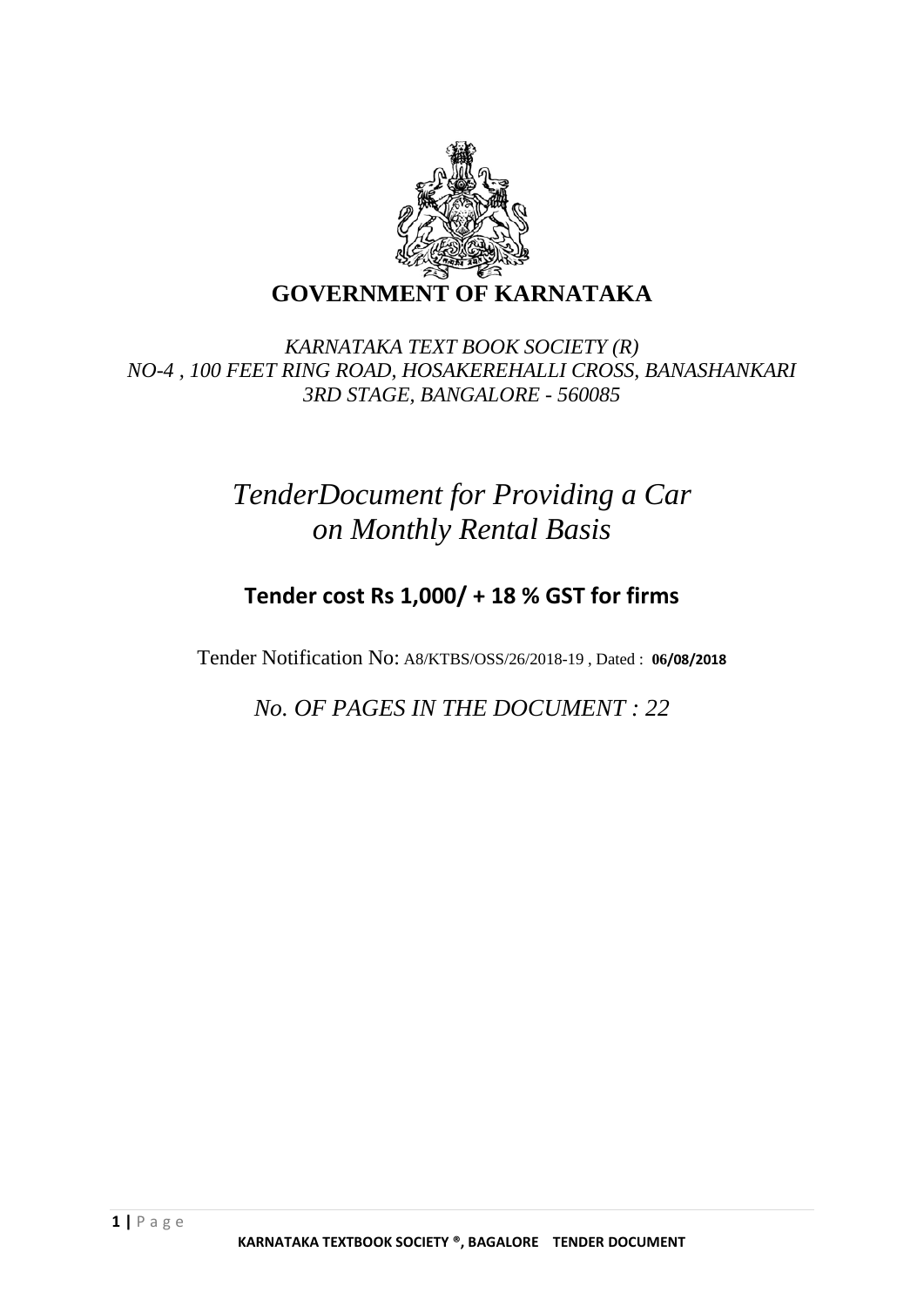# GOVERNMENT OF KARNATAKA

*KARNATAKA TEXT BOOK SOCIETY (R)*
*NO-4 , 100 FEET RING ROAD, HOSAKEREHALLI CROSS, BANASHANKARI 3RD STAGE, BANGALORE - 560085*

# *TenderDocument for Providing a Car on Monthly Rental Basis*

## Tender cost Rs 1,000/ + 18 % GST for firms

Tender Notification No: A8/KTBS/OSS/26/2018-19 , Dated : **06/08/2018**

*No. OF PAGES IN THE DOCUMENT : 22*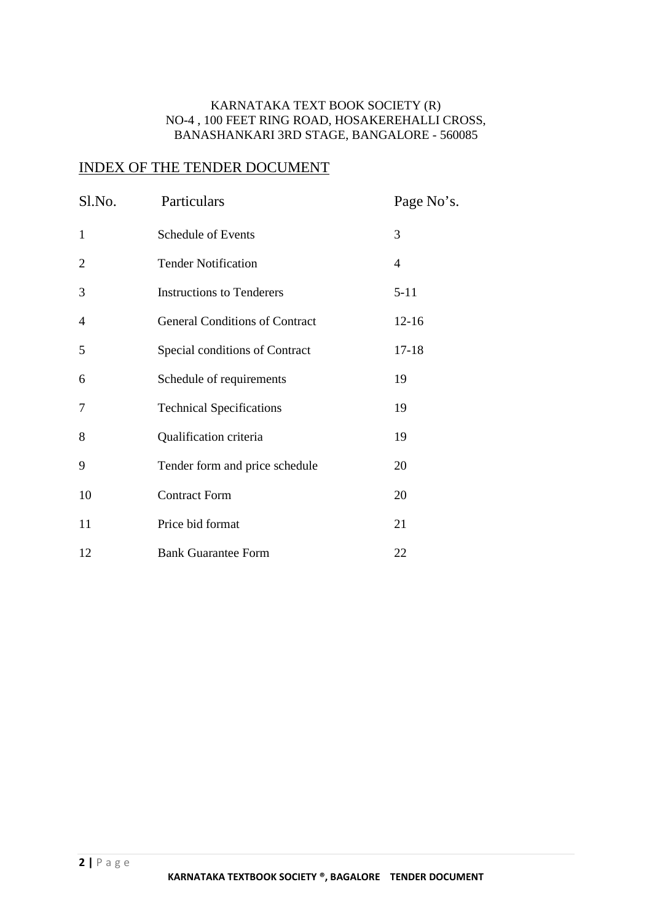KARNATAKA TEXT BOOK SOCIETY (R)
NO-4 , 100 FEET RING ROAD, HOSAKEREHALLI CROSS,
BANASHANKARI 3RD STAGE, BANGALORE - 560085

## INDEX OF THE TENDER DOCUMENT

| Sl.No. | Particulars | Page No's. |
|---|---|---|
| 1 | Schedule of Events | 3 |
| 2 | Tender Notification | 4 |
| 3 | Instructions to Tenderers | 5-11 |
| 4 | General Conditions of Contract | 12-16 |
| 5 | Special conditions of Contract | 17-18 |
| 6 | Schedule of requirements | 19 |
| 7 | Technical Specifications | 19 |
| 8 | Qualification criteria | 19 |
| 9 | Tender form and price schedule | 20 |
| 10 | Contract Form | 20 |
| 11 | Price bid format | 21 |
| 12 | Bank Guarantee Form | 22 |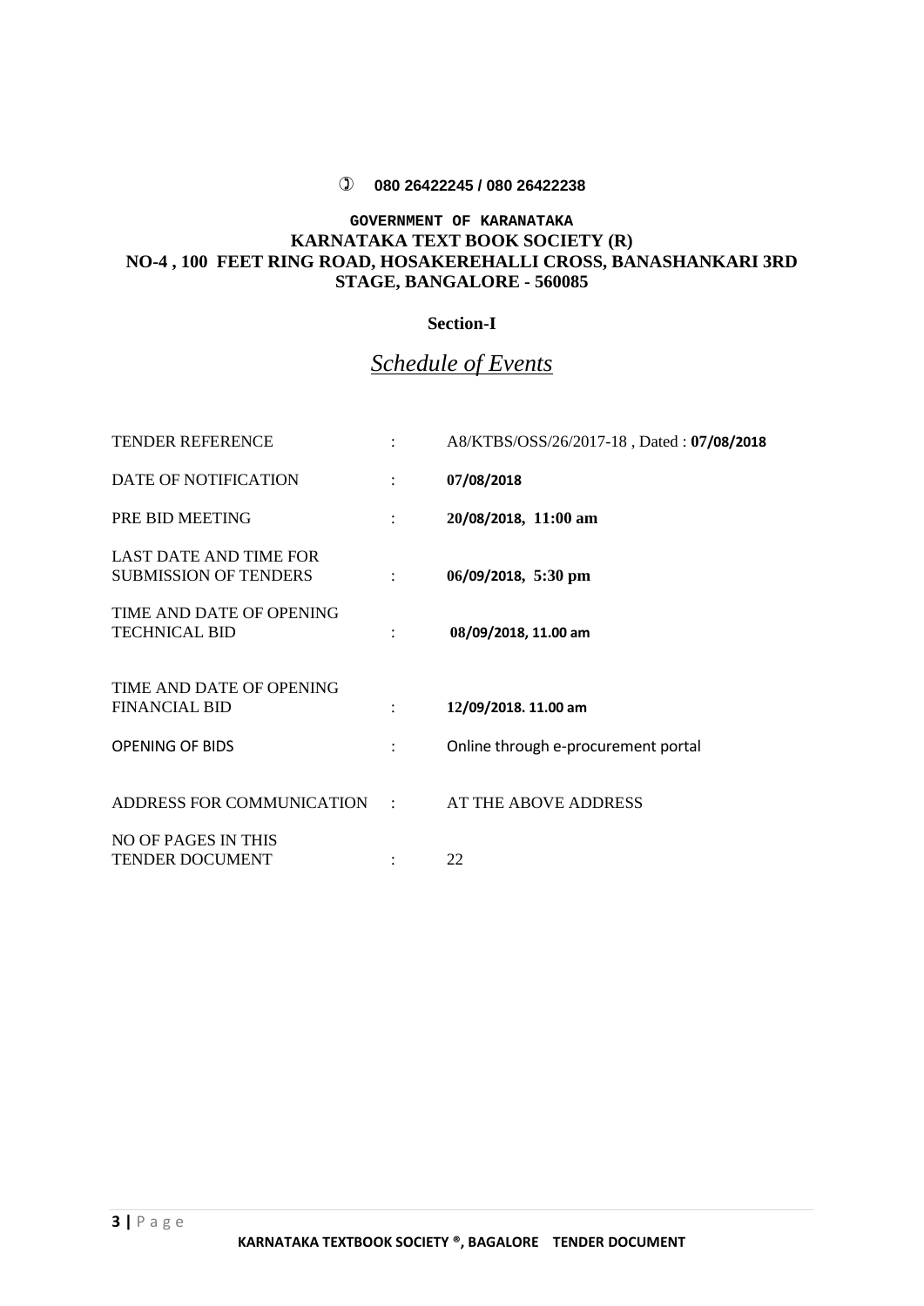✆ **080 26422245 / 080 26422238**

**GOVERNMENT OF KARANATAKA**
**KARNATAKA TEXT BOOK SOCIETY (R)**
**NO-4 , 100 FEET RING ROAD, HOSAKEREHALLI CROSS, BANASHANKARI 3RD STAGE, BANGALORE - 560085**

## Section-I

## *Schedule of Events*

| | | |
|---|---|---|
| TENDER REFERENCE | : | A8/KTBS/OSS/26/2017-18 , Dated : **07/08/2018** |
| DATE OF NOTIFICATION | : | **07/08/2018** |
| PRE BID MEETING | : | **20/08/2018, 11:00 am** |
| LAST DATE AND TIME FOR SUBMISSION OF TENDERS | : | **06/09/2018, 5:30 pm** |
| TIME AND DATE OF OPENING TECHNICAL BID | : | **08/09/2018, 11.00 am** |
| TIME AND DATE OF OPENING FINANCIAL BID | : | **12/09/2018. 11.00 am** |
| OPENING OF BIDS | : | Online through e-procurement portal |
| ADDRESS FOR COMMUNICATION | : | AT THE ABOVE ADDRESS |
| NO OF PAGES IN THIS TENDER DOCUMENT | : | 22 |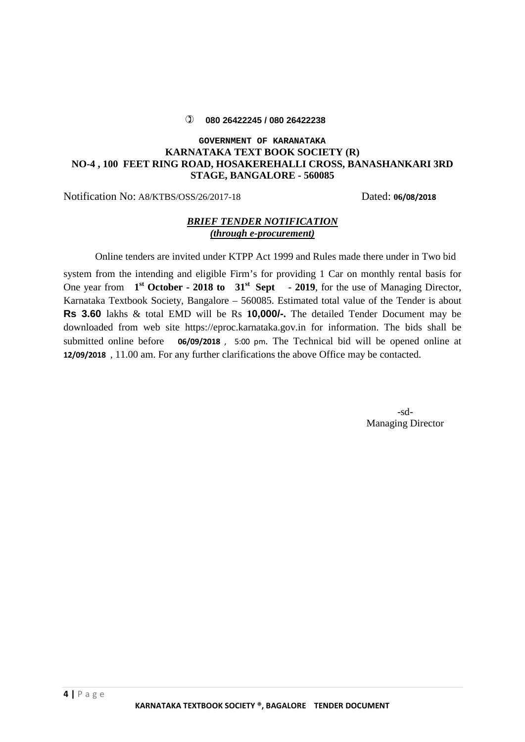☎ **080 26422245 / 080 26422238**

**GOVERNMENT OF KARANATAKA**
**KARNATAKA TEXT BOOK SOCIETY (R)**
**NO-4 , 100 FEET RING ROAD, HOSAKEREHALLI CROSS, BANASHANKARI 3RD STAGE, BANGALORE - 560085**

Notification No: A8/KTBS/OSS/26/2017-18 Dated: **06/08/2018**

***BRIEF TENDER NOTIFICATION***
***(through e-procurement)***

Online tenders are invited under KTPP Act 1999 and Rules made there under in Two bid system from the intending and eligible Firm's for providing 1 Car on monthly rental basis for One year from **1st October - 2018 to 31st Sept - 2019**, for the use of Managing Director, Karnataka Textbook Society, Bangalore – 560085. Estimated total value of the Tender is about **Rs 3.60** lakhs & total EMD will be Rs **10,000/-.** The detailed Tender Document may be downloaded from web site https://eproc.karnataka.gov.in for information. The bids shall be submitted online before **06/09/2018** , 5:00 pm. The Technical bid will be opened online at **12/09/2018** , 11.00 am. For any further clarifications the above Office may be contacted.

-sd-
Managing Director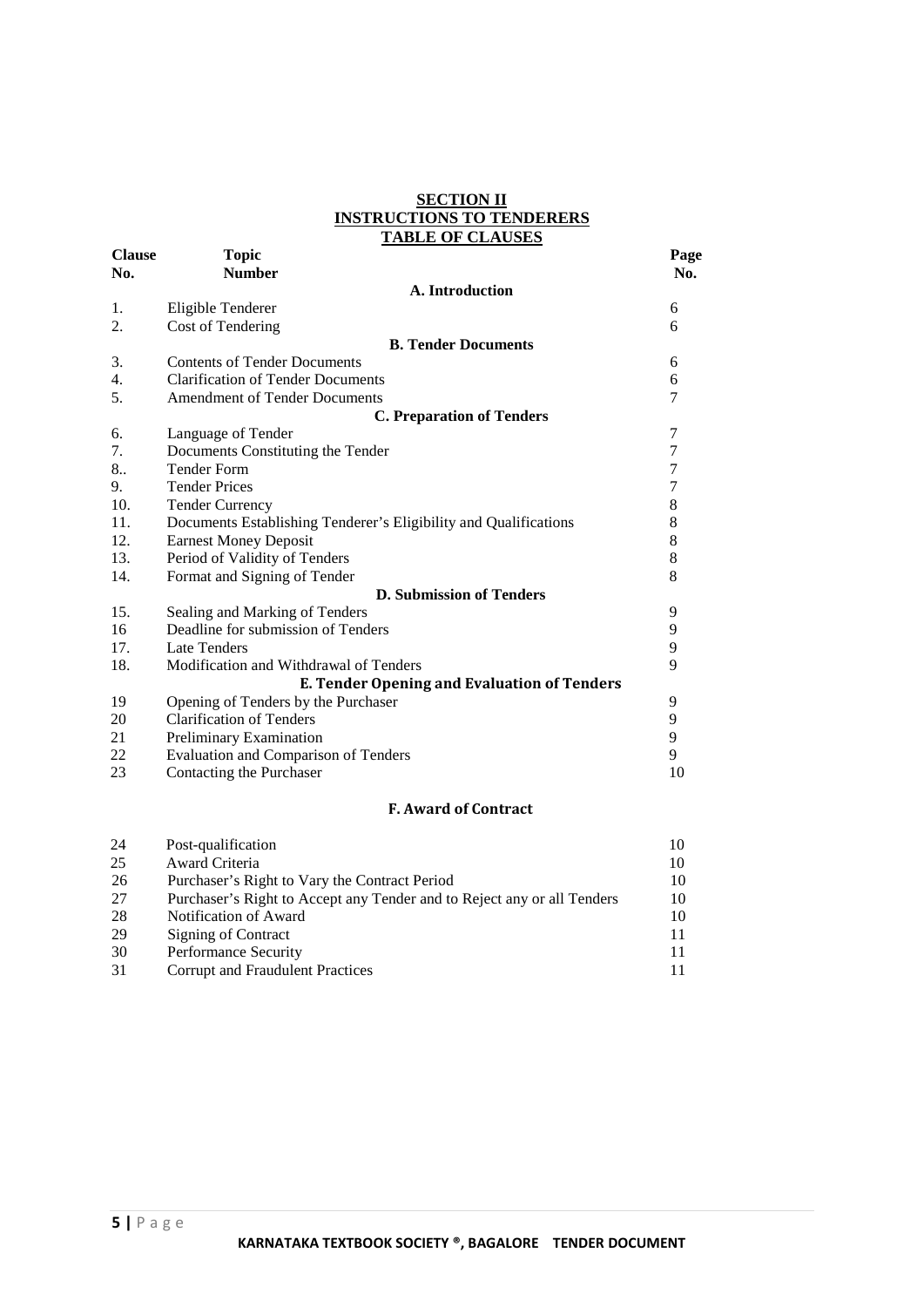## SECTION II
## INSTRUCTIONS TO TENDERERS
## TABLE OF CLAUSES

| Clause No. | Topic Number | Page No. |
|---|---|---|
| | **A. Introduction** | |
| 1. | Eligible Tenderer | 6 |
| 2. | Cost of Tendering | 6 |
| | **B. Tender Documents** | |
| 3. | Contents of Tender Documents | 6 |
| 4. | Clarification of Tender Documents | 6 |
| 5. | Amendment of Tender Documents | 7 |
| | **C. Preparation of Tenders** | |
| 6. | Language of Tender | 7 |
| 7. | Documents Constituting the Tender | 7 |
| 8.. | Tender Form | 7 |
| 9. | Tender Prices | 7 |
| 10. | Tender Currency | 8 |
| 11. | Documents Establishing Tenderer's Eligibility and Qualifications | 8 |
| 12. | Earnest Money Deposit | 8 |
| 13. | Period of Validity of Tenders | 8 |
| 14. | Format and Signing of Tender | 8 |
| | **D. Submission of Tenders** | |
| 15. | Sealing and Marking of Tenders | 9 |
| 16 | Deadline for submission of Tenders | 9 |
| 17. | Late Tenders | 9 |
| 18. | Modification and Withdrawal of Tenders | 9 |
| | **E. Tender Opening and Evaluation of Tenders** | |
| 19 | Opening of Tenders by the Purchaser | 9 |
| 20 | Clarification of Tenders | 9 |
| 21 | Preliminary Examination | 9 |
| 22 | Evaluation and Comparison of Tenders | 9 |
| 23 | Contacting the Purchaser | 10 |
| | **F. Award of Contract** | |
| 24 | Post-qualification | 10 |
| 25 | Award Criteria | 10 |
| 26 | Purchaser's Right to Vary the Contract Period | 10 |
| 27 | Purchaser's Right to Accept any Tender and to Reject any or all Tenders | 10 |
| 28 | Notification of Award | 10 |
| 29 | Signing of Contract | 11 |
| 30 | Performance Security | 11 |
| 31 | Corrupt and Fraudulent Practices | 11 |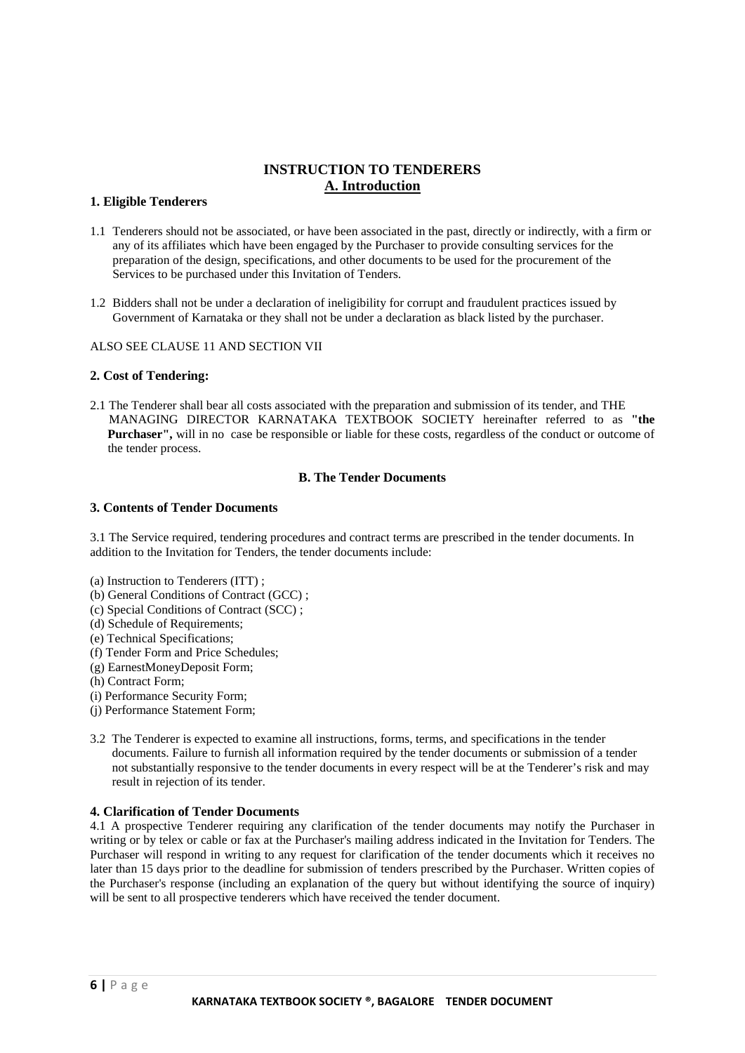# INSTRUCTION TO TENDERERS

## A. Introduction

### 1. Eligible Tenderers

1.1 Tenderers should not be associated, or have been associated in the past, directly or indirectly, with a firm or any of its affiliates which have been engaged by the Purchaser to provide consulting services for the preparation of the design, specifications, and other documents to be used for the procurement of the Services to be purchased under this Invitation of Tenders.

1.2 Bidders shall not be under a declaration of ineligibility for corrupt and fraudulent practices issued by Government of Karnataka or they shall not be under a declaration as black listed by the purchaser.

ALSO SEE CLAUSE 11 AND SECTION VII

### 2. Cost of Tendering:

2.1 The Tenderer shall bear all costs associated with the preparation and submission of its tender, and THE MANAGING DIRECTOR KARNATAKA TEXTBOOK SOCIETY hereinafter referred to as **"the Purchaser",** will in no case be responsible or liable for these costs, regardless of the conduct or outcome of the tender process.

## B. The Tender Documents

### 3. Contents of Tender Documents

3.1 The Service required, tendering procedures and contract terms are prescribed in the tender documents. In addition to the Invitation for Tenders, the tender documents include:

(a) Instruction to Tenderers (ITT) ;
(b) General Conditions of Contract (GCC) ;
(c) Special Conditions of Contract (SCC) ;
(d) Schedule of Requirements;
(e) Technical Specifications;
(f) Tender Form and Price Schedules;
(g) EarnestMoneyDeposit Form;
(h) Contract Form;
(i) Performance Security Form;
(j) Performance Statement Form;

3.2 The Tenderer is expected to examine all instructions, forms, terms, and specifications in the tender documents. Failure to furnish all information required by the tender documents or submission of a tender not substantially responsive to the tender documents in every respect will be at the Tenderer's risk and may result in rejection of its tender.

### 4. Clarification of Tender Documents

4.1 A prospective Tenderer requiring any clarification of the tender documents may notify the Purchaser in writing or by telex or cable or fax at the Purchaser's mailing address indicated in the Invitation for Tenders. The Purchaser will respond in writing to any request for clarification of the tender documents which it receives no later than 15 days prior to the deadline for submission of tenders prescribed by the Purchaser. Written copies of the Purchaser's response (including an explanation of the query but without identifying the source of inquiry) will be sent to all prospective tenderers which have received the tender document.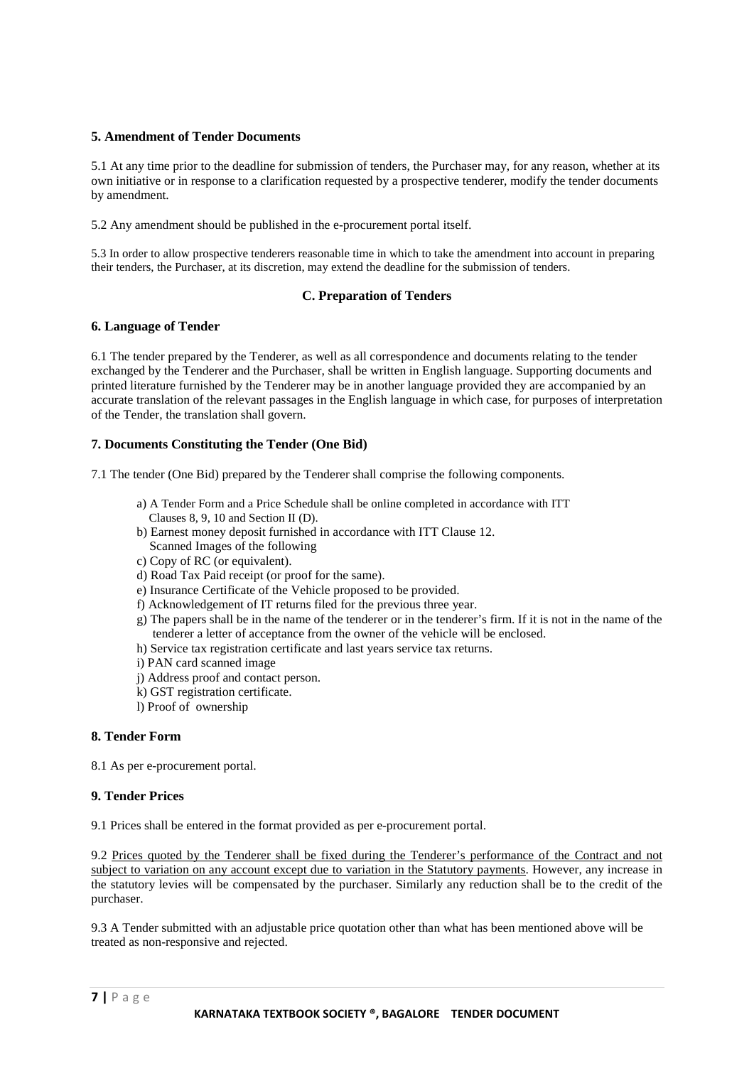## 5. Amendment of Tender Documents

5.1 At any time prior to the deadline for submission of tenders, the Purchaser may, for any reason, whether at its own initiative or in response to a clarification requested by a prospective tenderer, modify the tender documents by amendment.

5.2 Any amendment should be published in the e-procurement portal itself.

5.3 In order to allow prospective tenderers reasonable time in which to take the amendment into account in preparing their tenders, the Purchaser, at its discretion, may extend the deadline for the submission of tenders.

### C. Preparation of Tenders

## 6. Language of Tender

6.1 The tender prepared by the Tenderer, as well as all correspondence and documents relating to the tender exchanged by the Tenderer and the Purchaser, shall be written in English language. Supporting documents and printed literature furnished by the Tenderer may be in another language provided they are accompanied by an accurate translation of the relevant passages in the English language in which case, for purposes of interpretation of the Tender, the translation shall govern.

## 7. Documents Constituting the Tender (One Bid)

7.1 The tender (One Bid) prepared by the Tenderer shall comprise the following components.

a) A Tender Form and a Price Schedule shall be online completed in accordance with ITT Clauses 8, 9, 10 and Section II (D).
b) Earnest money deposit furnished in accordance with ITT Clause 12.
Scanned Images of the following
c) Copy of RC (or equivalent).
d) Road Tax Paid receipt (or proof for the same).
e) Insurance Certificate of the Vehicle proposed to be provided.
f) Acknowledgement of IT returns filed for the previous three year.
g) The papers shall be in the name of the tenderer or in the tenderer's firm. If it is not in the name of the tenderer a letter of acceptance from the owner of the vehicle will be enclosed.
h) Service tax registration certificate and last years service tax returns.
i) PAN card scanned image
j) Address proof and contact person.
k) GST registration certificate.
l) Proof of ownership

## 8. Tender Form

8.1 As per e-procurement portal.

## 9. Tender Prices

9.1 Prices shall be entered in the format provided as per e-procurement portal.

9.2 Prices quoted by the Tenderer shall be fixed during the Tenderer's performance of the Contract and not subject to variation on any account except due to variation in the Statutory payments. However, any increase in the statutory levies will be compensated by the purchaser. Similarly any reduction shall be to the credit of the purchaser.

9.3 A Tender submitted with an adjustable price quotation other than what has been mentioned above will be treated as non-responsive and rejected.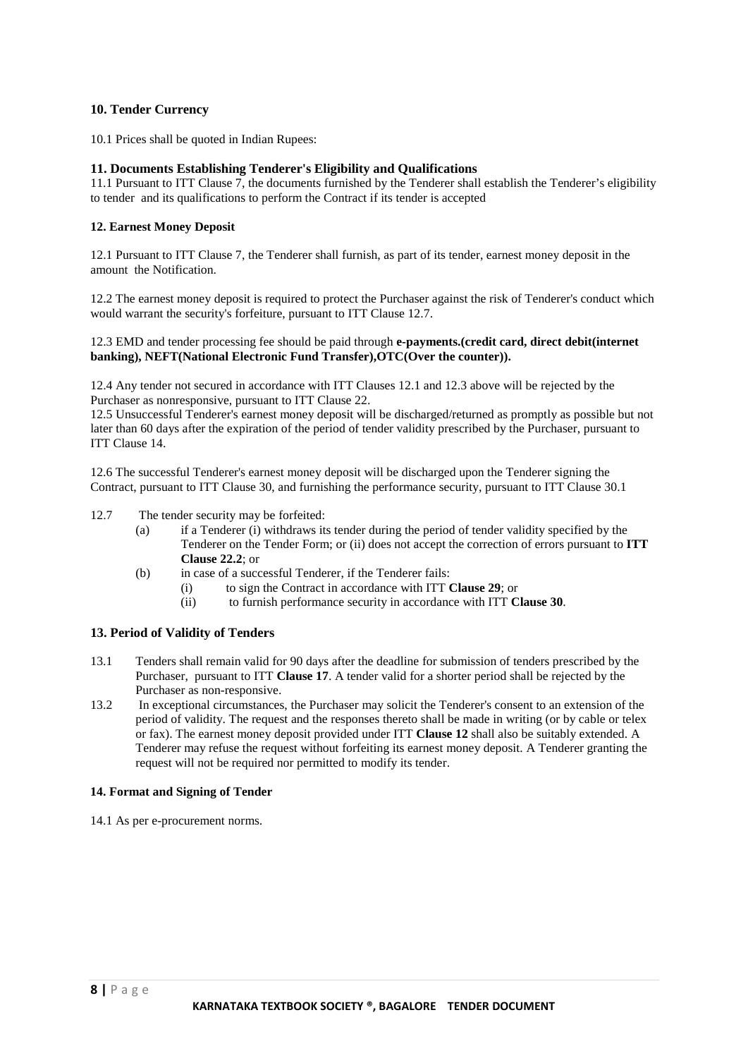### 10. Tender Currency

10.1 Prices shall be quoted in Indian Rupees:

### 11. Documents Establishing Tenderer's Eligibility and Qualifications

11.1 Pursuant to ITT Clause 7, the documents furnished by the Tenderer shall establish the Tenderer's eligibility to tender and its qualifications to perform the Contract if its tender is accepted

### 12. Earnest Money Deposit

12.1 Pursuant to ITT Clause 7, the Tenderer shall furnish, as part of its tender, earnest money deposit in the amount the Notification.

12.2 The earnest money deposit is required to protect the Purchaser against the risk of Tenderer's conduct which would warrant the security's forfeiture, pursuant to ITT Clause 12.7.

12.3 EMD and tender processing fee should be paid through **e-payments.(credit card, direct debit(internet banking), NEFT(National Electronic Fund Transfer),OTC(Over the counter)).**

12.4 Any tender not secured in accordance with ITT Clauses 12.1 and 12.3 above will be rejected by the Purchaser as nonresponsive, pursuant to ITT Clause 22.

12.5 Unsuccessful Tenderer's earnest money deposit will be discharged/returned as promptly as possible but not later than 60 days after the expiration of the period of tender validity prescribed by the Purchaser, pursuant to ITT Clause 14.

12.6 The successful Tenderer's earnest money deposit will be discharged upon the Tenderer signing the Contract, pursuant to ITT Clause 30, and furnishing the performance security, pursuant to ITT Clause 30.1

12.7 The tender security may be forfeited:

- (a) if a Tenderer (i) withdraws its tender during the period of tender validity specified by the Tenderer on the Tender Form; or (ii) does not accept the correction of errors pursuant to **ITT Clause 22.2**; or
- (b) in case of a successful Tenderer, if the Tenderer fails:
  - (i) to sign the Contract in accordance with ITT **Clause 29**; or
  - (ii) to furnish performance security in accordance with ITT **Clause 30**.

### 13. Period of Validity of Tenders

13.1 Tenders shall remain valid for 90 days after the deadline for submission of tenders prescribed by the Purchaser, pursuant to ITT **Clause 17**. A tender valid for a shorter period shall be rejected by the Purchaser as non-responsive.

13.2 In exceptional circumstances, the Purchaser may solicit the Tenderer's consent to an extension of the period of validity. The request and the responses thereto shall be made in writing (or by cable or telex or fax). The earnest money deposit provided under ITT **Clause 12** shall also be suitably extended. A Tenderer may refuse the request without forfeiting its earnest money deposit. A Tenderer granting the request will not be required nor permitted to modify its tender.

### 14. Format and Signing of Tender

14.1 As per e-procurement norms.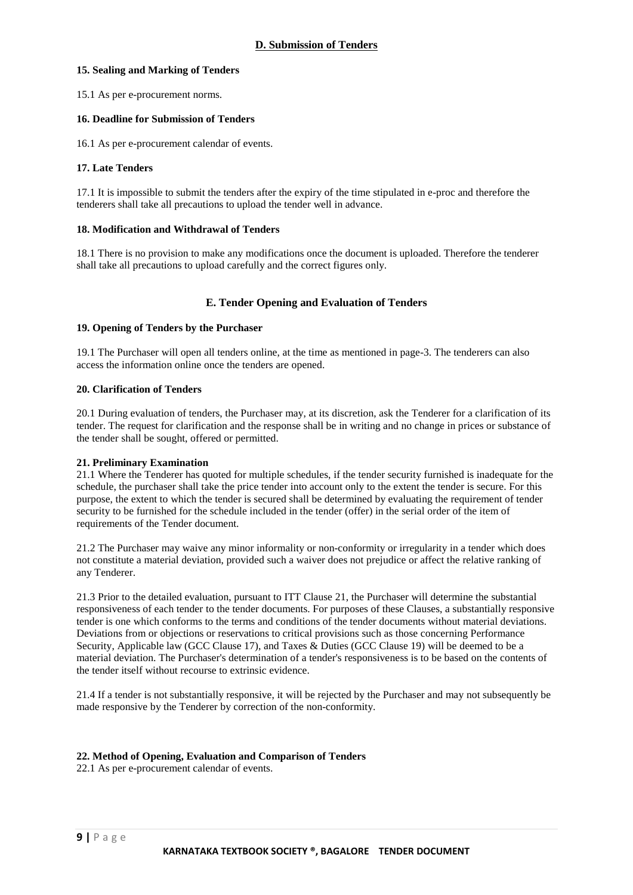## D. Submission of Tenders

### 15. Sealing and Marking of Tenders

15.1 As per e-procurement norms.

### 16. Deadline for Submission of Tenders

16.1 As per e-procurement calendar of events.

### 17. Late Tenders

17.1 It is impossible to submit the tenders after the expiry of the time stipulated in e-proc and therefore the tenderers shall take all precautions to upload the tender well in advance.

### 18. Modification and Withdrawal of Tenders

18.1 There is no provision to make any modifications once the document is uploaded. Therefore the tenderer shall take all precautions to upload carefully and the correct figures only.

## E. Tender Opening and Evaluation of Tenders

### 19. Opening of Tenders by the Purchaser

19.1 The Purchaser will open all tenders online, at the time as mentioned in page-3. The tenderers can also access the information online once the tenders are opened.

### 20. Clarification of Tenders

20.1 During evaluation of tenders, the Purchaser may, at its discretion, ask the Tenderer for a clarification of its tender. The request for clarification and the response shall be in writing and no change in prices or substance of the tender shall be sought, offered or permitted.

### 21. Preliminary Examination

21.1 Where the Tenderer has quoted for multiple schedules, if the tender security furnished is inadequate for the schedule, the purchaser shall take the price tender into account only to the extent the tender is secure. For this purpose, the extent to which the tender is secured shall be determined by evaluating the requirement of tender security to be furnished for the schedule included in the tender (offer) in the serial order of the item of requirements of the Tender document.

21.2 The Purchaser may waive any minor informality or non-conformity or irregularity in a tender which does not constitute a material deviation, provided such a waiver does not prejudice or affect the relative ranking of any Tenderer.

21.3 Prior to the detailed evaluation, pursuant to ITT Clause 21, the Purchaser will determine the substantial responsiveness of each tender to the tender documents. For purposes of these Clauses, a substantially responsive tender is one which conforms to the terms and conditions of the tender documents without material deviations. Deviations from or objections or reservations to critical provisions such as those concerning Performance Security, Applicable law (GCC Clause 17), and Taxes & Duties (GCC Clause 19) will be deemed to be a material deviation. The Purchaser's determination of a tender's responsiveness is to be based on the contents of the tender itself without recourse to extrinsic evidence.

21.4 If a tender is not substantially responsive, it will be rejected by the Purchaser and may not subsequently be made responsive by the Tenderer by correction of the non-conformity.

### 22. Method of Opening, Evaluation and Comparison of Tenders

22.1 As per e-procurement calendar of events.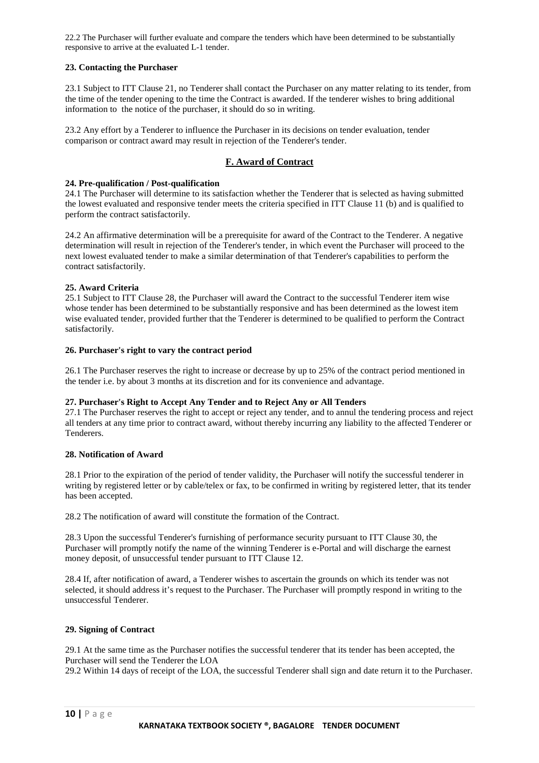22.2 The Purchaser will further evaluate and compare the tenders which have been determined to be substantially responsive to arrive at the evaluated L-1 tender.

**23. Contacting the Purchaser**

23.1 Subject to ITT Clause 21, no Tenderer shall contact the Purchaser on any matter relating to its tender, from the time of the tender opening to the time the Contract is awarded. If the tenderer wishes to bring additional information to the notice of the purchaser, it should do so in writing.

23.2 Any effort by a Tenderer to influence the Purchaser in its decisions on tender evaluation, tender comparison or contract award may result in rejection of the Tenderer's tender.

## F. Award of Contract

**24. Pre-qualification / Post-qualification**

24.1 The Purchaser will determine to its satisfaction whether the Tenderer that is selected as having submitted the lowest evaluated and responsive tender meets the criteria specified in ITT Clause 11 (b) and is qualified to perform the contract satisfactorily.

24.2 An affirmative determination will be a prerequisite for award of the Contract to the Tenderer. A negative determination will result in rejection of the Tenderer's tender, in which event the Purchaser will proceed to the next lowest evaluated tender to make a similar determination of that Tenderer's capabilities to perform the contract satisfactorily.

**25. Award Criteria**

25.1 Subject to ITT Clause 28, the Purchaser will award the Contract to the successful Tenderer item wise whose tender has been determined to be substantially responsive and has been determined as the lowest item wise evaluated tender, provided further that the Tenderer is determined to be qualified to perform the Contract satisfactorily.

**26. Purchaser's right to vary the contract period**

26.1 The Purchaser reserves the right to increase or decrease by up to 25% of the contract period mentioned in the tender i.e. by about 3 months at its discretion and for its convenience and advantage.

**27. Purchaser's Right to Accept Any Tender and to Reject Any or All Tenders**

27.1 The Purchaser reserves the right to accept or reject any tender, and to annul the tendering process and reject all tenders at any time prior to contract award, without thereby incurring any liability to the affected Tenderer or Tenderers.

**28. Notification of Award**

28.1 Prior to the expiration of the period of tender validity, the Purchaser will notify the successful tenderer in writing by registered letter or by cable/telex or fax, to be confirmed in writing by registered letter, that its tender has been accepted.

28.2 The notification of award will constitute the formation of the Contract.

28.3 Upon the successful Tenderer's furnishing of performance security pursuant to ITT Clause 30, the Purchaser will promptly notify the name of the winning Tenderer is e-Portal and will discharge the earnest money deposit, of unsuccessful tender pursuant to ITT Clause 12.

28.4 If, after notification of award, a Tenderer wishes to ascertain the grounds on which its tender was not selected, it should address it's request to the Purchaser. The Purchaser will promptly respond in writing to the unsuccessful Tenderer.

**29. Signing of Contract**

29.1 At the same time as the Purchaser notifies the successful tenderer that its tender has been accepted, the Purchaser will send the Tenderer the LOA

29.2 Within 14 days of receipt of the LOA, the successful Tenderer shall sign and date return it to the Purchaser.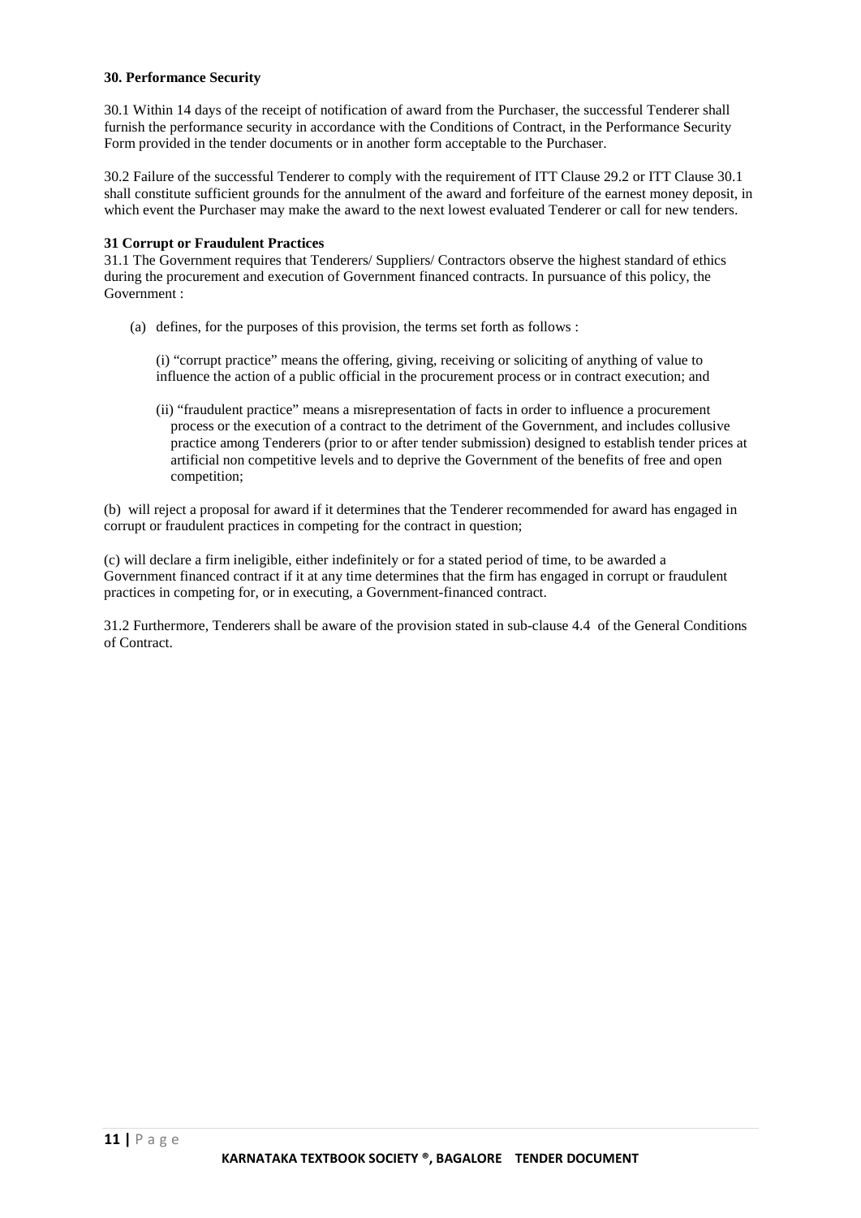**30. Performance Security**

30.1 Within 14 days of the receipt of notification of award from the Purchaser, the successful Tenderer shall furnish the performance security in accordance with the Conditions of Contract, in the Performance Security Form provided in the tender documents or in another form acceptable to the Purchaser.

30.2 Failure of the successful Tenderer to comply with the requirement of ITT Clause 29.2 or ITT Clause 30.1 shall constitute sufficient grounds for the annulment of the award and forfeiture of the earnest money deposit, in which event the Purchaser may make the award to the next lowest evaluated Tenderer or call for new tenders.

**31 Corrupt or Fraudulent Practices**

31.1 The Government requires that Tenderers/ Suppliers/ Contractors observe the highest standard of ethics during the procurement and execution of Government financed contracts. In pursuance of this policy, the Government :

(a) defines, for the purposes of this provision, the terms set forth as follows :

(i) "corrupt practice" means the offering, giving, receiving or soliciting of anything of value to influence the action of a public official in the procurement process or in contract execution; and

(ii) "fraudulent practice" means a misrepresentation of facts in order to influence a procurement process or the execution of a contract to the detriment of the Government, and includes collusive practice among Tenderers (prior to or after tender submission) designed to establish tender prices at artificial non competitive levels and to deprive the Government of the benefits of free and open competition;

(b) will reject a proposal for award if it determines that the Tenderer recommended for award has engaged in corrupt or fraudulent practices in competing for the contract in question;

(c) will declare a firm ineligible, either indefinitely or for a stated period of time, to be awarded a Government financed contract if it at any time determines that the firm has engaged in corrupt or fraudulent practices in competing for, or in executing, a Government-financed contract.

31.2 Furthermore, Tenderers shall be aware of the provision stated in sub-clause 4.4 of the General Conditions of Contract.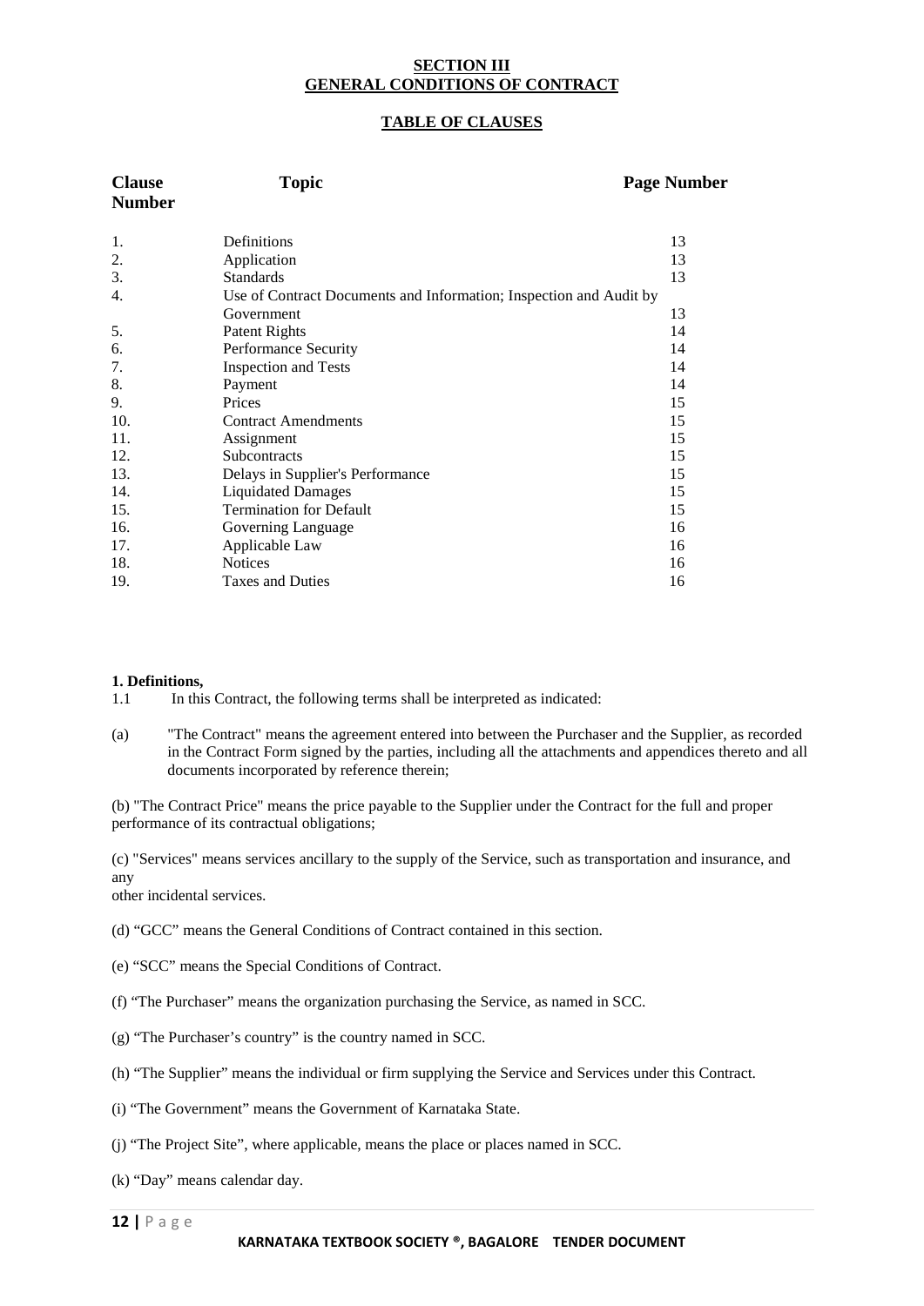## SECTION III
## GENERAL CONDITIONS OF CONTRACT

### TABLE OF CLAUSES

| Clause Number | Topic | Page Number |
|---|---|---|
| 1. | Definitions | 13 |
| 2. | Application | 13 |
| 3. | Standards | 13 |
| 4. | Use of Contract Documents and Information; Inspection and Audit by Government | 13 |
| 5. | Patent Rights | 14 |
| 6. | Performance Security | 14 |
| 7. | Inspection and Tests | 14 |
| 8. | Payment | 14 |
| 9. | Prices | 15 |
| 10. | Contract Amendments | 15 |
| 11. | Assignment | 15 |
| 12. | Subcontracts | 15 |
| 13. | Delays in Supplier's Performance | 15 |
| 14. | Liquidated Damages | 15 |
| 15. | Termination for Default | 15 |
| 16. | Governing Language | 16 |
| 17. | Applicable Law | 16 |
| 18. | Notices | 16 |
| 19. | Taxes and Duties | 16 |

**1. Definitions,**

1.1 In this Contract, the following terms shall be interpreted as indicated:

(a) "The Contract" means the agreement entered into between the Purchaser and the Supplier, as recorded in the Contract Form signed by the parties, including all the attachments and appendices thereto and all documents incorporated by reference therein;

(b) "The Contract Price" means the price payable to the Supplier under the Contract for the full and proper performance of its contractual obligations;

(c) "Services" means services ancillary to the supply of the Service, such as transportation and insurance, and any other incidental services.

(d) "GCC" means the General Conditions of Contract contained in this section.

(e) "SCC" means the Special Conditions of Contract.

(f) "The Purchaser" means the organization purchasing the Service, as named in SCC.

(g) "The Purchaser's country" is the country named in SCC.

(h) "The Supplier" means the individual or firm supplying the Service and Services under this Contract.

(i) "The Government" means the Government of Karnataka State.

(j) "The Project Site", where applicable, means the place or places named in SCC.

(k) "Day" means calendar day.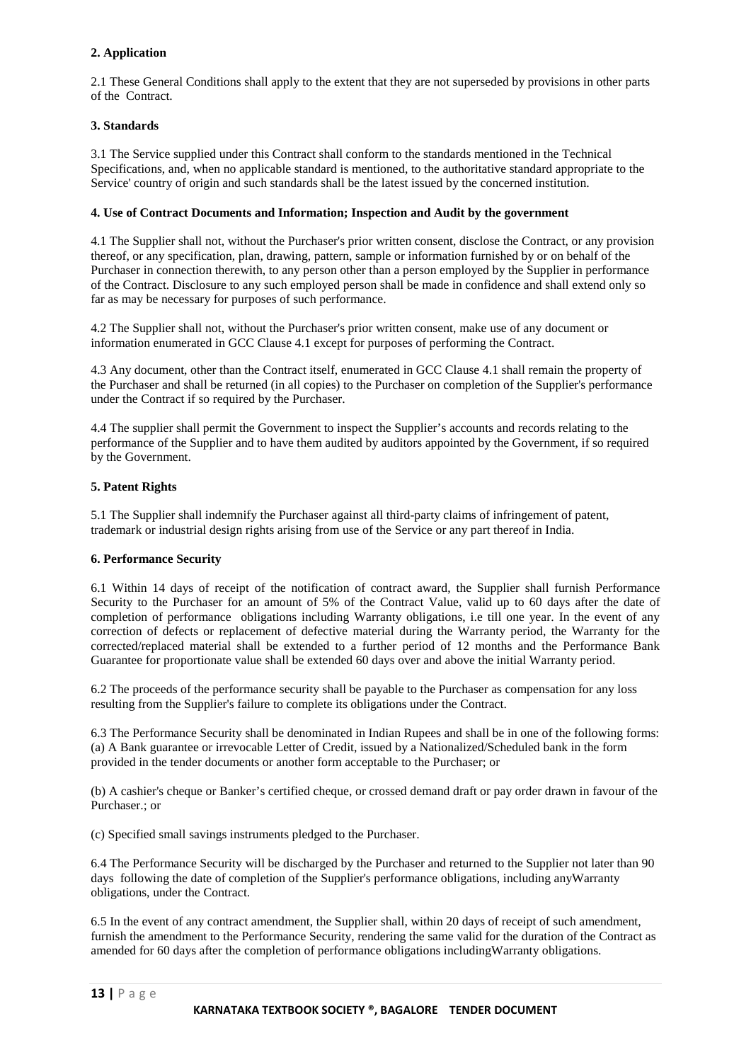**2. Application**

2.1 These General Conditions shall apply to the extent that they are not superseded by provisions in other parts of the Contract.

**3. Standards**

3.1 The Service supplied under this Contract shall conform to the standards mentioned in the Technical Specifications, and, when no applicable standard is mentioned, to the authoritative standard appropriate to the Service' country of origin and such standards shall be the latest issued by the concerned institution.

**4. Use of Contract Documents and Information; Inspection and Audit by the government**

4.1 The Supplier shall not, without the Purchaser's prior written consent, disclose the Contract, or any provision thereof, or any specification, plan, drawing, pattern, sample or information furnished by or on behalf of the Purchaser in connection therewith, to any person other than a person employed by the Supplier in performance of the Contract. Disclosure to any such employed person shall be made in confidence and shall extend only so far as may be necessary for purposes of such performance.

4.2 The Supplier shall not, without the Purchaser's prior written consent, make use of any document or information enumerated in GCC Clause 4.1 except for purposes of performing the Contract.

4.3 Any document, other than the Contract itself, enumerated in GCC Clause 4.1 shall remain the property of the Purchaser and shall be returned (in all copies) to the Purchaser on completion of the Supplier's performance under the Contract if so required by the Purchaser.

4.4 The supplier shall permit the Government to inspect the Supplier's accounts and records relating to the performance of the Supplier and to have them audited by auditors appointed by the Government, if so required by the Government.

**5. Patent Rights**

5.1 The Supplier shall indemnify the Purchaser against all third-party claims of infringement of patent, trademark or industrial design rights arising from use of the Service or any part thereof in India.

**6. Performance Security**

6.1 Within 14 days of receipt of the notification of contract award, the Supplier shall furnish Performance Security to the Purchaser for an amount of 5% of the Contract Value, valid up to 60 days after the date of completion of performance obligations including Warranty obligations, i.e till one year. In the event of any correction of defects or replacement of defective material during the Warranty period, the Warranty for the corrected/replaced material shall be extended to a further period of 12 months and the Performance Bank Guarantee for proportionate value shall be extended 60 days over and above the initial Warranty period.

6.2 The proceeds of the performance security shall be payable to the Purchaser as compensation for any loss resulting from the Supplier's failure to complete its obligations under the Contract.

6.3 The Performance Security shall be denominated in Indian Rupees and shall be in one of the following forms:
(a) A Bank guarantee or irrevocable Letter of Credit, issued by a Nationalized/Scheduled bank in the form provided in the tender documents or another form acceptable to the Purchaser; or

(b) A cashier's cheque or Banker's certified cheque, or crossed demand draft or pay order drawn in favour of the Purchaser.; or

(c) Specified small savings instruments pledged to the Purchaser.

6.4 The Performance Security will be discharged by the Purchaser and returned to the Supplier not later than 90 days following the date of completion of the Supplier's performance obligations, including anyWarranty obligations, under the Contract.

6.5 In the event of any contract amendment, the Supplier shall, within 20 days of receipt of such amendment, furnish the amendment to the Performance Security, rendering the same valid for the duration of the Contract as amended for 60 days after the completion of performance obligations includingWarranty obligations.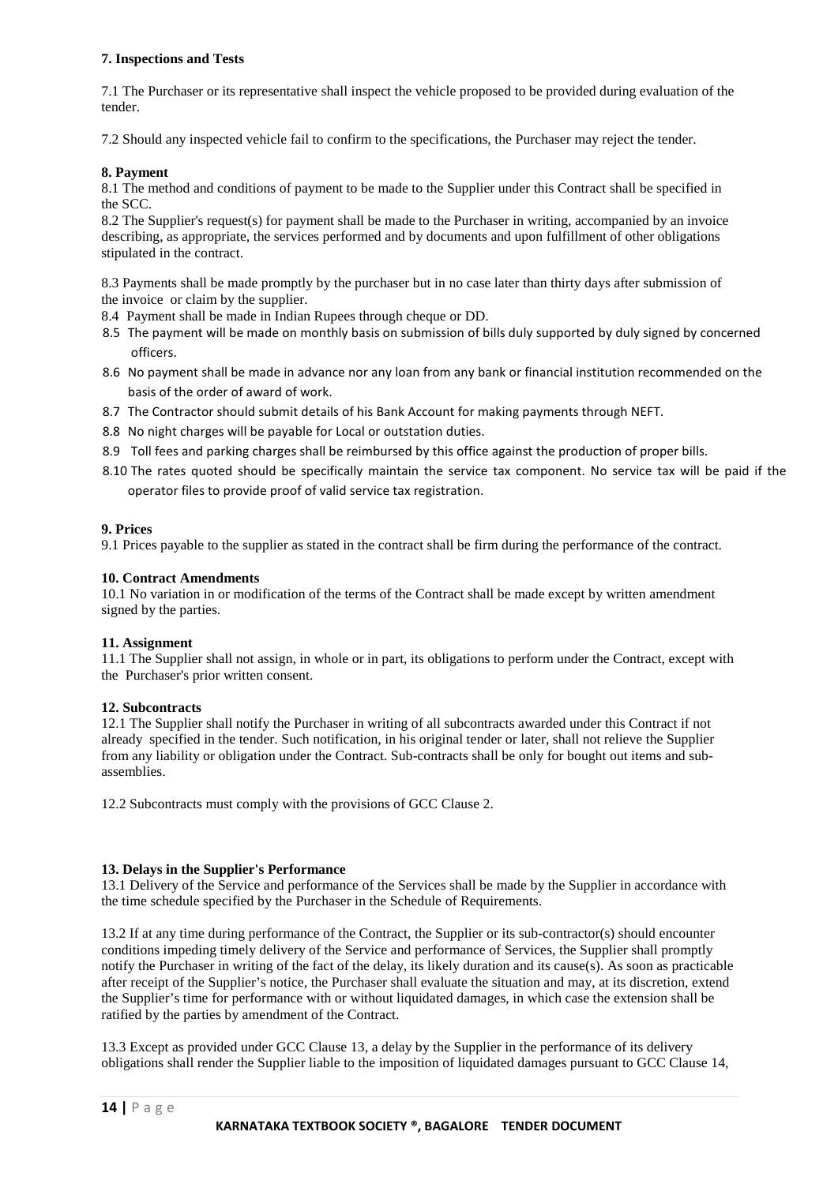**7. Inspections and Tests**

7.1 The Purchaser or its representative shall inspect the vehicle proposed to be provided during evaluation of the tender.

7.2 Should any inspected vehicle fail to confirm to the specifications, the Purchaser may reject the tender.

**8. Payment**

8.1 The method and conditions of payment to be made to the Supplier under this Contract shall be specified in the SCC.

8.2 The Supplier's request(s) for payment shall be made to the Purchaser in writing, accompanied by an invoice describing, as appropriate, the services performed and by documents and upon fulfillment of other obligations stipulated in the contract.

8.3 Payments shall be made promptly by the purchaser but in no case later than thirty days after submission of the invoice or claim by the supplier.

8.4 Payment shall be made in Indian Rupees through cheque or DD.

8.5 The payment will be made on monthly basis on submission of bills duly supported by duly signed by concerned officers.

8.6 No payment shall be made in advance nor any loan from any bank or financial institution recommended on the basis of the order of award of work.

8.7 The Contractor should submit details of his Bank Account for making payments through NEFT.

8.8 No night charges will be payable for Local or outstation duties.

8.9 Toll fees and parking charges shall be reimbursed by this office against the production of proper bills.

8.10 The rates quoted should be specifically maintain the service tax component. No service tax will be paid if the operator files to provide proof of valid service tax registration.

**9. Prices**

9.1 Prices payable to the supplier as stated in the contract shall be firm during the performance of the contract.

**10. Contract Amendments**

10.1 No variation in or modification of the terms of the Contract shall be made except by written amendment signed by the parties.

**11. Assignment**

11.1 The Supplier shall not assign, in whole or in part, its obligations to perform under the Contract, except with the Purchaser's prior written consent.

**12. Subcontracts**

12.1 The Supplier shall notify the Purchaser in writing of all subcontracts awarded under this Contract if not already specified in the tender. Such notification, in his original tender or later, shall not relieve the Supplier from any liability or obligation under the Contract. Sub-contracts shall be only for bought out items and sub-assemblies.

12.2 Subcontracts must comply with the provisions of GCC Clause 2.

**13. Delays in the Supplier's Performance**

13.1 Delivery of the Service and performance of the Services shall be made by the Supplier in accordance with the time schedule specified by the Purchaser in the Schedule of Requirements.

13.2 If at any time during performance of the Contract, the Supplier or its sub-contractor(s) should encounter conditions impeding timely delivery of the Service and performance of Services, the Supplier shall promptly notify the Purchaser in writing of the fact of the delay, its likely duration and its cause(s). As soon as practicable after receipt of the Supplier's notice, the Purchaser shall evaluate the situation and may, at its discretion, extend the Supplier's time for performance with or without liquidated damages, in which case the extension shall be ratified by the parties by amendment of the Contract.

13.3 Except as provided under GCC Clause 13, a delay by the Supplier in the performance of its delivery obligations shall render the Supplier liable to the imposition of liquidated damages pursuant to GCC Clause 14,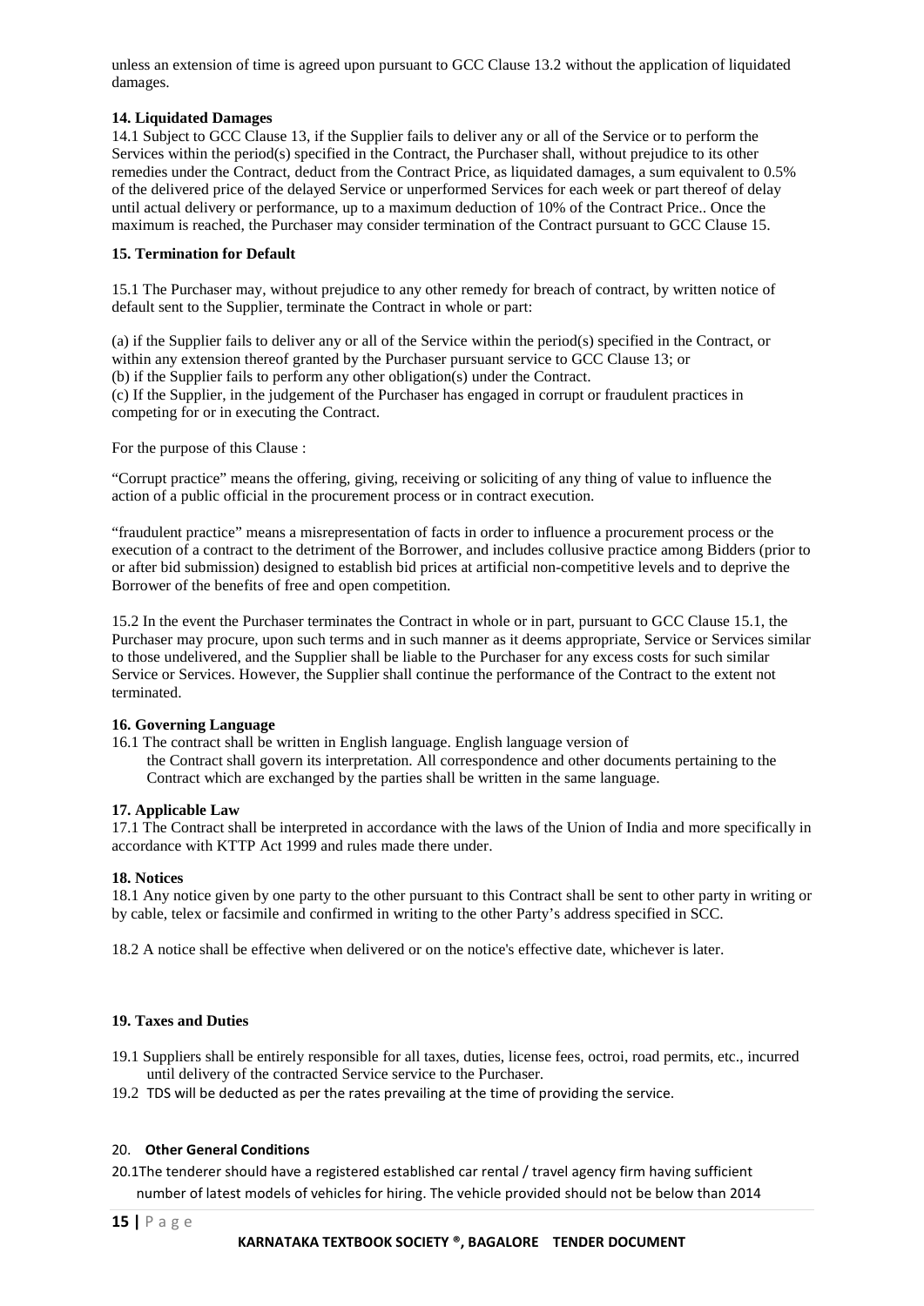unless an extension of time is agreed upon pursuant to GCC Clause 13.2 without the application of liquidated damages.

**14. Liquidated Damages**

14.1 Subject to GCC Clause 13, if the Supplier fails to deliver any or all of the Service or to perform the Services within the period(s) specified in the Contract, the Purchaser shall, without prejudice to its other remedies under the Contract, deduct from the Contract Price, as liquidated damages, a sum equivalent to 0.5% of the delivered price of the delayed Service or unperformed Services for each week or part thereof of delay until actual delivery or performance, up to a maximum deduction of 10% of the Contract Price.. Once the maximum is reached, the Purchaser may consider termination of the Contract pursuant to GCC Clause 15.

**15. Termination for Default**

15.1 The Purchaser may, without prejudice to any other remedy for breach of contract, by written notice of default sent to the Supplier, terminate the Contract in whole or part:

(a) if the Supplier fails to deliver any or all of the Service within the period(s) specified in the Contract, or within any extension thereof granted by the Purchaser pursuant service to GCC Clause 13; or
(b) if the Supplier fails to perform any other obligation(s) under the Contract.
(c) If the Supplier, in the judgement of the Purchaser has engaged in corrupt or fraudulent practices in competing for or in executing the Contract.

For the purpose of this Clause :

"Corrupt practice" means the offering, giving, receiving or soliciting of any thing of value to influence the action of a public official in the procurement process or in contract execution.

"fraudulent practice" means a misrepresentation of facts in order to influence a procurement process or the execution of a contract to the detriment of the Borrower, and includes collusive practice among Bidders (prior to or after bid submission) designed to establish bid prices at artificial non-competitive levels and to deprive the Borrower of the benefits of free and open competition.

15.2 In the event the Purchaser terminates the Contract in whole or in part, pursuant to GCC Clause 15.1, the Purchaser may procure, upon such terms and in such manner as it deems appropriate, Service or Services similar to those undelivered, and the Supplier shall be liable to the Purchaser for any excess costs for such similar Service or Services. However, the Supplier shall continue the performance of the Contract to the extent not terminated.

**16. Governing Language**

16.1 The contract shall be written in English language. English language version of the Contract shall govern its interpretation. All correspondence and other documents pertaining to the Contract which are exchanged by the parties shall be written in the same language.

**17. Applicable Law**

17.1 The Contract shall be interpreted in accordance with the laws of the Union of India and more specifically in accordance with KTTP Act 1999 and rules made there under.

**18. Notices**

18.1 Any notice given by one party to the other pursuant to this Contract shall be sent to other party in writing or by cable, telex or facsimile and confirmed in writing to the other Party's address specified in SCC.

18.2 A notice shall be effective when delivered or on the notice's effective date, whichever is later.

**19. Taxes and Duties**

19.1 Suppliers shall be entirely responsible for all taxes, duties, license fees, octroi, road permits, etc., incurred until delivery of the contracted Service service to the Purchaser.
19.2 TDS will be deducted as per the rates prevailing at the time of providing the service.

20. **Other General Conditions**

20.1The tenderer should have a registered established car rental / travel agency firm having sufficient number of latest models of vehicles for hiring. The vehicle provided should not be below than 2014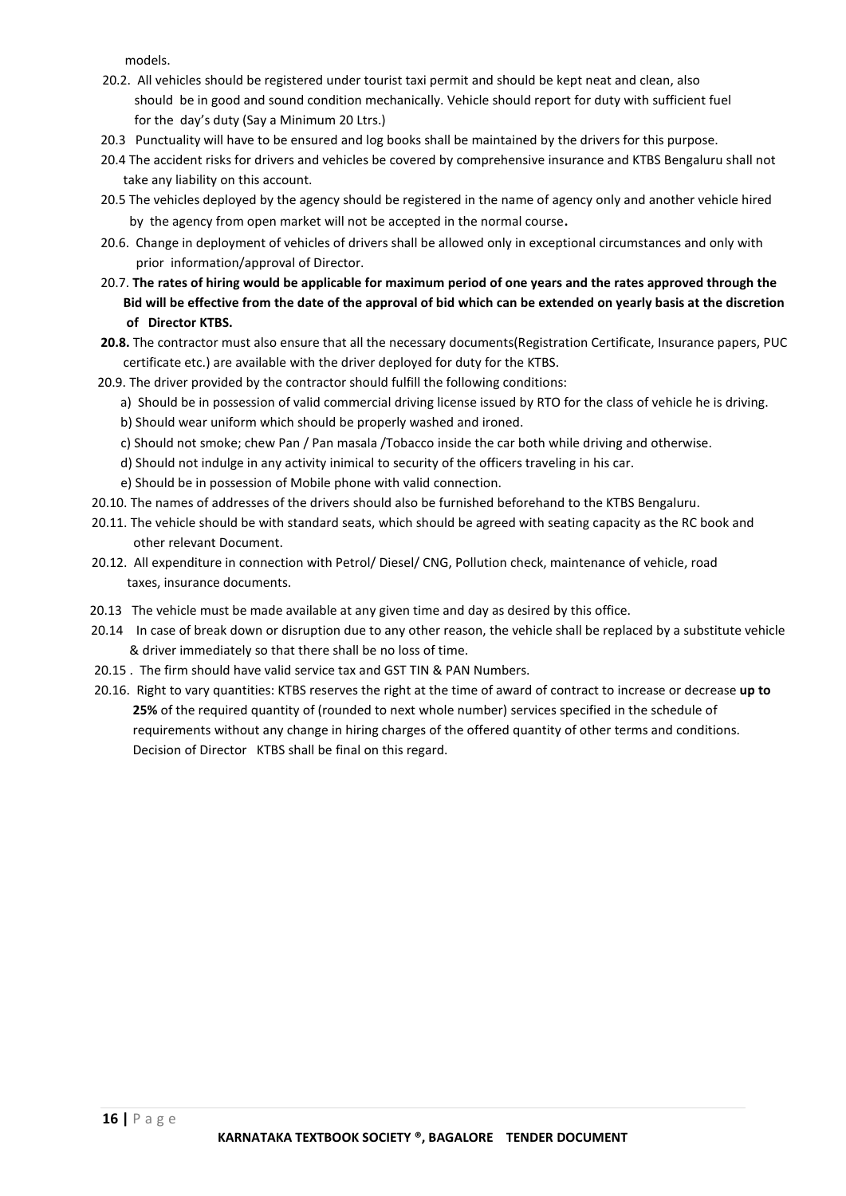models.

20.2. All vehicles should be registered under tourist taxi permit and should be kept neat and clean, also should be in good and sound condition mechanically. Vehicle should report for duty with sufficient fuel for the day's duty (Say a Minimum 20 Ltrs.)

20.3 Punctuality will have to be ensured and log books shall be maintained by the drivers for this purpose.

20.4 The accident risks for drivers and vehicles be covered by comprehensive insurance and KTBS Bengaluru shall not take any liability on this account.

20.5 The vehicles deployed by the agency should be registered in the name of agency only and another vehicle hired by the agency from open market will not be accepted in the normal course.

20.6. Change in deployment of vehicles of drivers shall be allowed only in exceptional circumstances and only with prior information/approval of Director.

20.7. **The rates of hiring would be applicable for maximum period of one years and the rates approved through the Bid will be effective from the date of the approval of bid which can be extended on yearly basis at the discretion of Director KTBS.**

**20.8.** The contractor must also ensure that all the necessary documents(Registration Certificate, Insurance papers, PUC certificate etc.) are available with the driver deployed for duty for the KTBS.

20.9. The driver provided by the contractor should fulfill the following conditions:

a) Should be in possession of valid commercial driving license issued by RTO for the class of vehicle he is driving.

b) Should wear uniform which should be properly washed and ironed.

c) Should not smoke; chew Pan / Pan masala /Tobacco inside the car both while driving and otherwise.

d) Should not indulge in any activity inimical to security of the officers traveling in his car.

e) Should be in possession of Mobile phone with valid connection.

20.10. The names of addresses of the drivers should also be furnished beforehand to the KTBS Bengaluru.

20.11. The vehicle should be with standard seats, which should be agreed with seating capacity as the RC book and other relevant Document.

20.12. All expenditure in connection with Petrol/ Diesel/ CNG, Pollution check, maintenance of vehicle, road taxes, insurance documents.

20.13 The vehicle must be made available at any given time and day as desired by this office.

20.14 In case of break down or disruption due to any other reason, the vehicle shall be replaced by a substitute vehicle & driver immediately so that there shall be no loss of time.

20.15 . The firm should have valid service tax and GST TIN & PAN Numbers.

20.16. Right to vary quantities: KTBS reserves the right at the time of award of contract to increase or decrease **up to 25%** of the required quantity of (rounded to next whole number) services specified in the schedule of requirements without any change in hiring charges of the offered quantity of other terms and conditions. Decision of Director KTBS shall be final on this regard.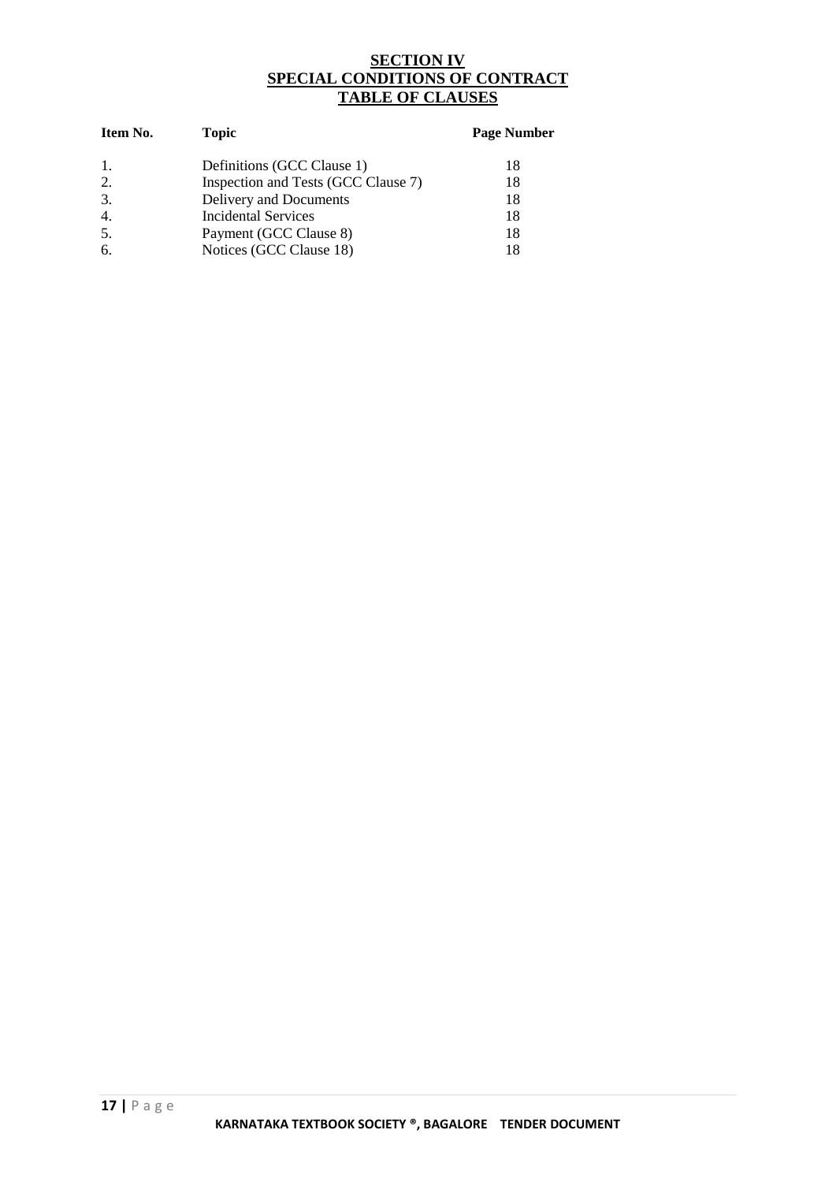# SECTION IV
## SPECIAL CONDITIONS OF CONTRACT
### TABLE OF CLAUSES

| Item No. | Topic | Page Number |
|---|---|---|
| 1. | Definitions (GCC Clause 1) | 18 |
| 2. | Inspection and Tests (GCC Clause 7) | 18 |
| 3. | Delivery and Documents | 18 |
| 4. | Incidental Services | 18 |
| 5. | Payment (GCC Clause 8) | 18 |
| 6. | Notices (GCC Clause 18) | 18 |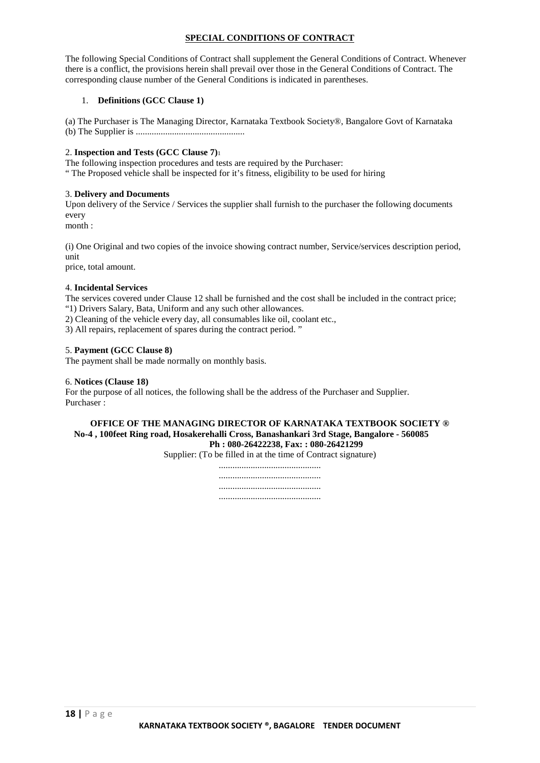## SPECIAL CONDITIONS OF CONTRACT

The following Special Conditions of Contract shall supplement the General Conditions of Contract. Whenever there is a conflict, the provisions herein shall prevail over those in the General Conditions of Contract. The corresponding clause number of the General Conditions is indicated in parentheses.

1. **Definitions (GCC Clause 1)**

(a) The Purchaser is The Managing Director, Karnataka Textbook Society®, Bangalore Govt of Karnataka
(b) The Supplier is ...............................................

2. **Inspection and Tests (GCC Clause 7)**[1]

The following inspection procedures and tests are required by the Purchaser:
" The Proposed vehicle shall be inspected for it's fitness, eligibility to be used for hiring

3. **Delivery and Documents**

Upon delivery of the Service / Services the supplier shall furnish to the purchaser the following documents every
month :

(i) One Original and two copies of the invoice showing contract number, Service/services description period, unit
price, total amount.

4. **Incidental Services**

The services covered under Clause 12 shall be furnished and the cost shall be included in the contract price;
"1) Drivers Salary, Bata, Uniform and any such other allowances.
2) Cleaning of the vehicle every day, all consumables like oil, coolant etc.,
3) All repairs, replacement of spares during the contract period. "

5. **Payment (GCC Clause 8)**

The payment shall be made normally on monthly basis.

6. **Notices (Clause 18)**

For the purpose of all notices, the following shall be the address of the Purchaser and Supplier.
Purchaser :

**OFFICE OF THE MANAGING DIRECTOR OF KARNATAKA TEXTBOOK SOCIETY ®**
**No-4 , 100feet Ring road, Hosakerehalli Cross, Banashankari 3rd Stage, Bangalore - 560085**
**Ph : 080-26422238, Fax: : 080-26421299**

Supplier: (To be filled in at the time of Contract signature)

............................................
............................................
............................................
............................................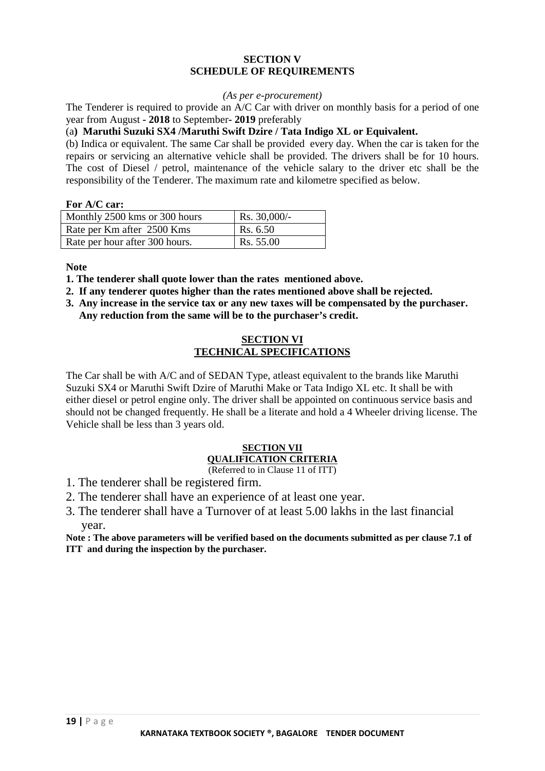## SECTION V
## SCHEDULE OF REQUIREMENTS

*(As per e-procurement)*

The Tenderer is required to provide an A/C Car with driver on monthly basis for a period of one year from August **- 2018** to September**- 2019** preferably

(a**) Maruthi Suzuki SX4 /Maruthi Swift Dzire / Tata Indigo XL or Equivalent.**

(b) Indica or equivalent. The same Car shall be provided every day. When the car is taken for the repairs or servicing an alternative vehicle shall be provided. The drivers shall be for 10 hours. The cost of Diesel / petrol, maintenance of the vehicle salary to the driver etc shall be the responsibility of the Tenderer. The maximum rate and kilometre specified as below.

**For A/C car:**

| Monthly 2500 kms or 300 hours | Rs. 30,000/- |
|---|---|
| Rate per Km after 2500 Kms | Rs. 6.50 |
| Rate per hour after 300 hours. | Rs. 55.00 |

**Note**

**1. The tenderer shall quote lower than the rates mentioned above.**

**2. If any tenderer quotes higher than the rates mentioned above shall be rejected.**

**3. Any increase in the service tax or any new taxes will be compensated by the purchaser. Any reduction from the same will be to the purchaser's credit.**

## SECTION VI
## TECHNICAL SPECIFICATIONS

The Car shall be with A/C and of SEDAN Type, atleast equivalent to the brands like Maruthi Suzuki SX4 or Maruthi Swift Dzire of Maruthi Make or Tata Indigo XL etc. It shall be with either diesel or petrol engine only. The driver shall be appointed on continuous service basis and should not be changed frequently. He shall be a literate and hold a 4 Wheeler driving license. The Vehicle shall be less than 3 years old.

## SECTION VII
## QUALIFICATION CRITERIA

(Referred to in Clause 11 of ITT)

1. The tenderer shall be registered firm.
2. The tenderer shall have an experience of at least one year.
3. The tenderer shall have a Turnover of at least 5.00 lakhs in the last financial year.

**Note : The above parameters will be verified based on the documents submitted as per clause 7.1 of ITT and during the inspection by the purchaser.**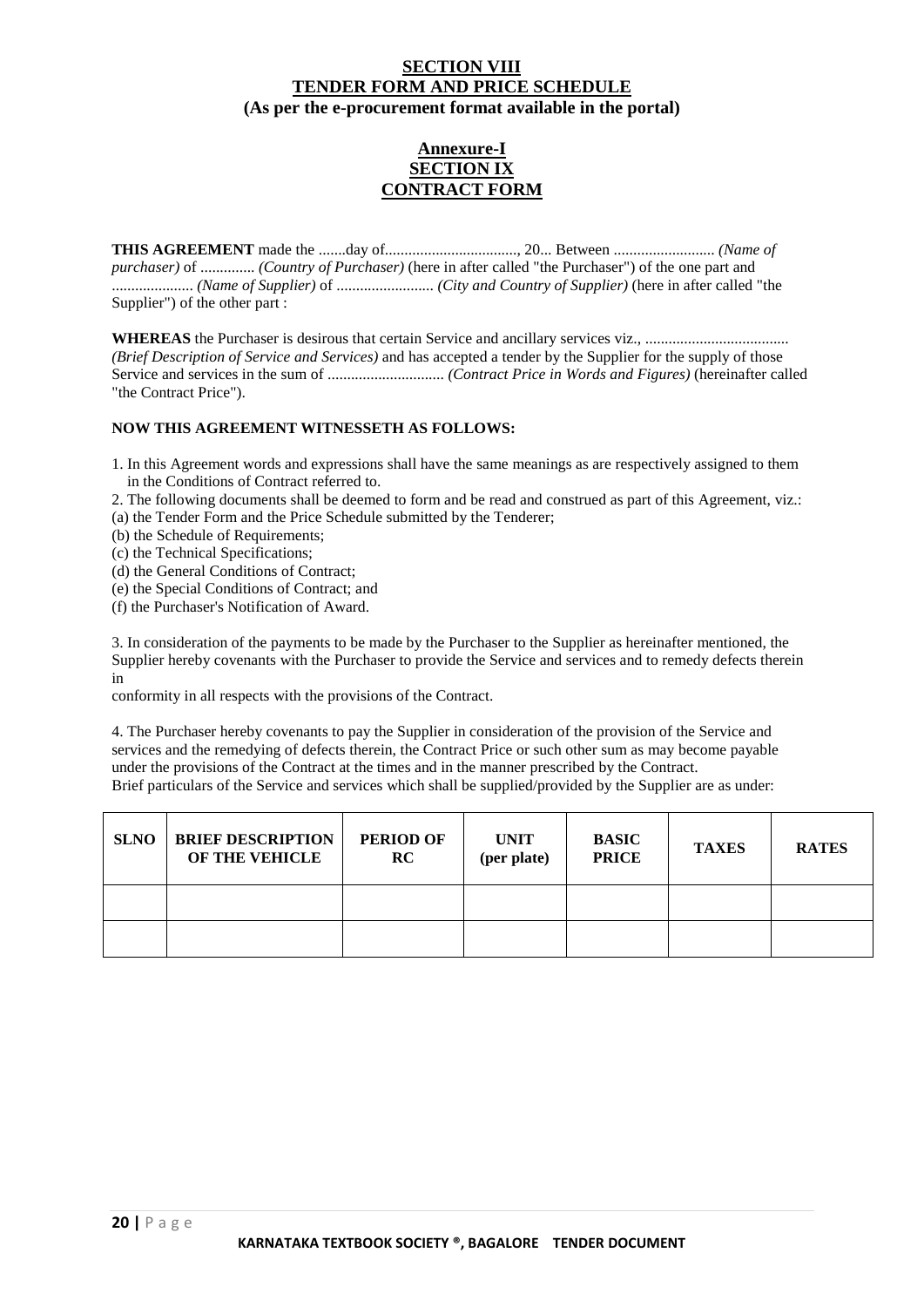## SECTION VIII

## TENDER FORM AND PRICE SCHEDULE

**(As per the e-procurement format available in the portal)**

## Annexure-I

## SECTION IX

## CONTRACT FORM

**THIS AGREEMENT** made the .......day of.................................., 20... Between .......................... *(Name of purchaser)* of .............. *(Country of Purchaser)* (here in after called "the Purchaser") of the one part and ..................... *(Name of Supplier)* of ......................... *(City and Country of Supplier)* (here in after called "the Supplier") of the other part :

**WHEREAS** the Purchaser is desirous that certain Service and ancillary services viz., ..................................... *(Brief Description of Service and Services)* and has accepted a tender by the Supplier for the supply of those Service and services in the sum of .............................. *(Contract Price in Words and Figures)* (hereinafter called "the Contract Price").

**NOW THIS AGREEMENT WITNESSETH AS FOLLOWS:**

1. In this Agreement words and expressions shall have the same meanings as are respectively assigned to them in the Conditions of Contract referred to.
2. The following documents shall be deemed to form and be read and construed as part of this Agreement, viz.:

(a) the Tender Form and the Price Schedule submitted by the Tenderer;
(b) the Schedule of Requirements;
(c) the Technical Specifications;
(d) the General Conditions of Contract;
(e) the Special Conditions of Contract; and
(f) the Purchaser's Notification of Award.

3. In consideration of the payments to be made by the Purchaser to the Supplier as hereinafter mentioned, the Supplier hereby covenants with the Purchaser to provide the Service and services and to remedy defects therein in conformity in all respects with the provisions of the Contract.

4. The Purchaser hereby covenants to pay the Supplier in consideration of the provision of the Service and services and the remedying of defects therein, the Contract Price or such other sum as may become payable under the provisions of the Contract at the times and in the manner prescribed by the Contract.

Brief particulars of the Service and services which shall be supplied/provided by the Supplier are as under:

| SLNO | BRIEF DESCRIPTION OF THE VEHICLE | PERIOD OF RC | UNIT (per plate) | BASIC PRICE | TAXES | RATES |
|---|---|---|---|---|---|---|
| | | | | | | |
| | | | | | | |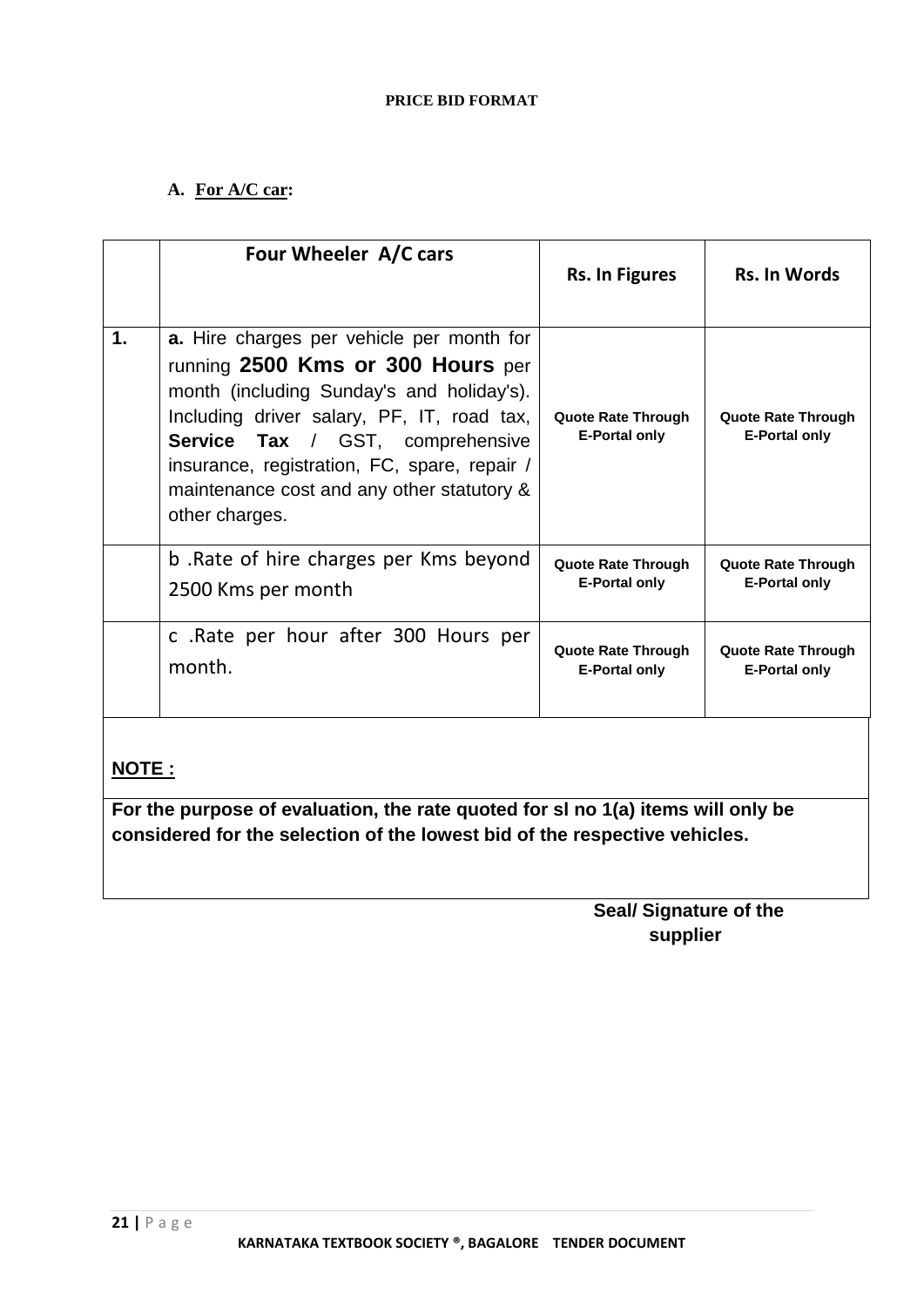**PRICE BID FORMAT**

**A. For A/C car:**

| | Four Wheeler A/C cars | Rs. In Figures | Rs. In Words |
|---|---|---|---|
| **1.** | **a.** Hire charges per vehicle per month for running **2500 Kms or 300 Hours** per month (including Sunday's and holiday's). Including driver salary, PF, IT, road tax, **Service Tax** / GST, comprehensive insurance, registration, FC, spare, repair / maintenance cost and any other statutory & other charges. | **Quote Rate Through E-Portal only** | **Quote Rate Through E-Portal only** |
| | b .Rate of hire charges per Kms beyond 2500 Kms per month | **Quote Rate Through E-Portal only** | **Quote Rate Through E-Portal only** |
| | c .Rate per hour after 300 Hours per month. | **Quote Rate Through E-Portal only** | **Quote Rate Through E-Portal only** |

**NOTE :**

**For the purpose of evaluation, the rate quoted for sl no 1(a) items will only be considered for the selection of the lowest bid of the respective vehicles.**

**Seal/ Signature of the supplier**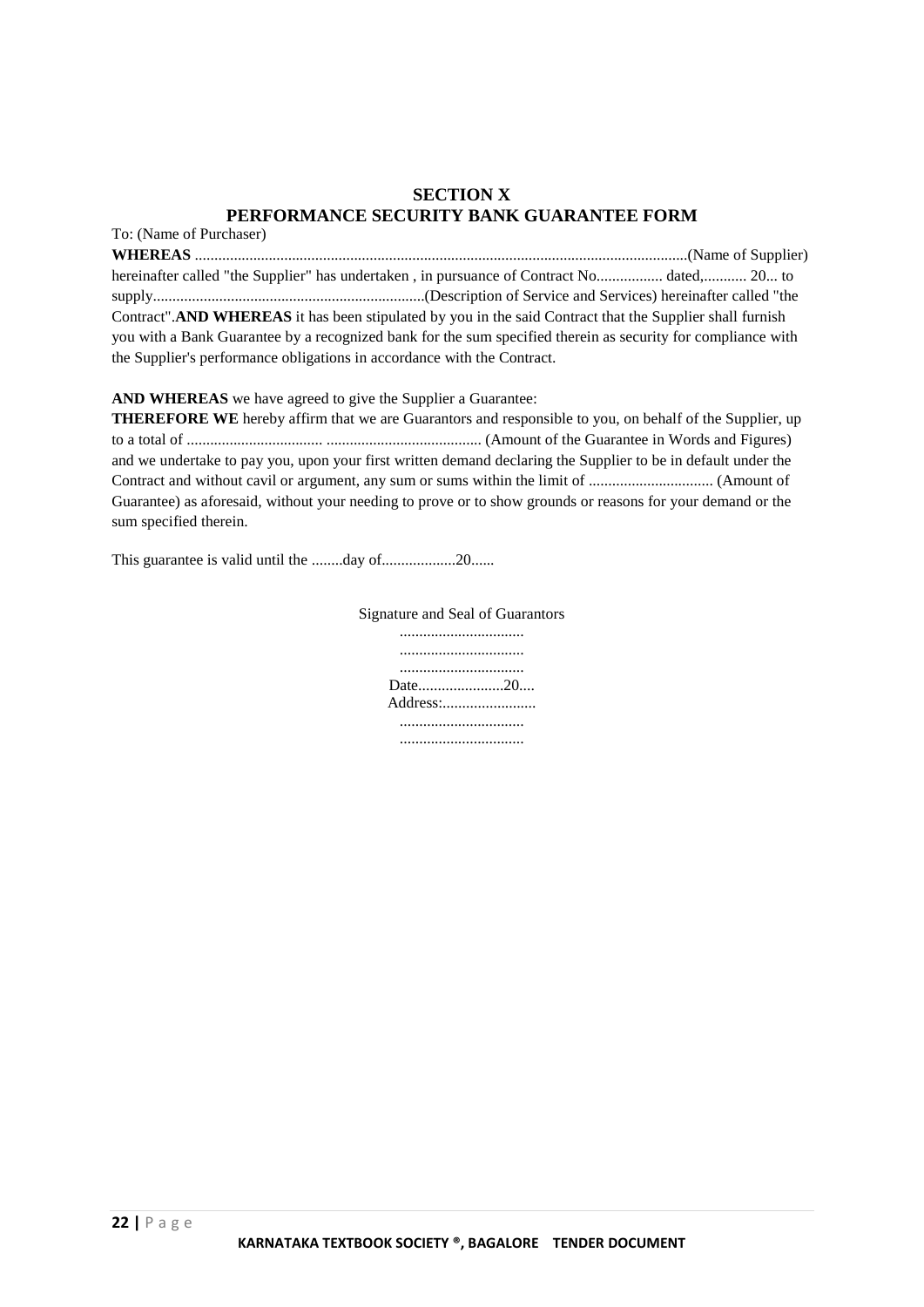# SECTION X
## PERFORMANCE SECURITY BANK GUARANTEE FORM

To: (Name of Purchaser)

**WHEREAS** ..............................................................................................................................(Name of Supplier) hereinafter called "the Supplier" has undertaken , in pursuance of Contract No................. dated,........... 20... to supply.......................................................................(Description of Service and Services) hereinafter called "the Contract".**AND WHEREAS** it has been stipulated by you in the said Contract that the Supplier shall furnish you with a Bank Guarantee by a recognized bank for the sum specified therein as security for compliance with the Supplier's performance obligations in accordance with the Contract.

**AND WHEREAS** we have agreed to give the Supplier a Guarantee:

**THEREFORE WE** hereby affirm that we are Guarantors and responsible to you, on behalf of the Supplier, up to a total of .................................... ........................................ (Amount of the Guarantee in Words and Figures) and we undertake to pay you, upon your first written demand declaring the Supplier to be in default under the Contract and without cavil or argument, any sum or sums within the limit of ................................ (Amount of Guarantee) as aforesaid, without your needing to prove or to show grounds or reasons for your demand or the sum specified therein.

This guarantee is valid until the ........day of...................20......

Signature and Seal of Guarantors

................................

................................

................................

Date......................20....

Address:........................

................................

................................